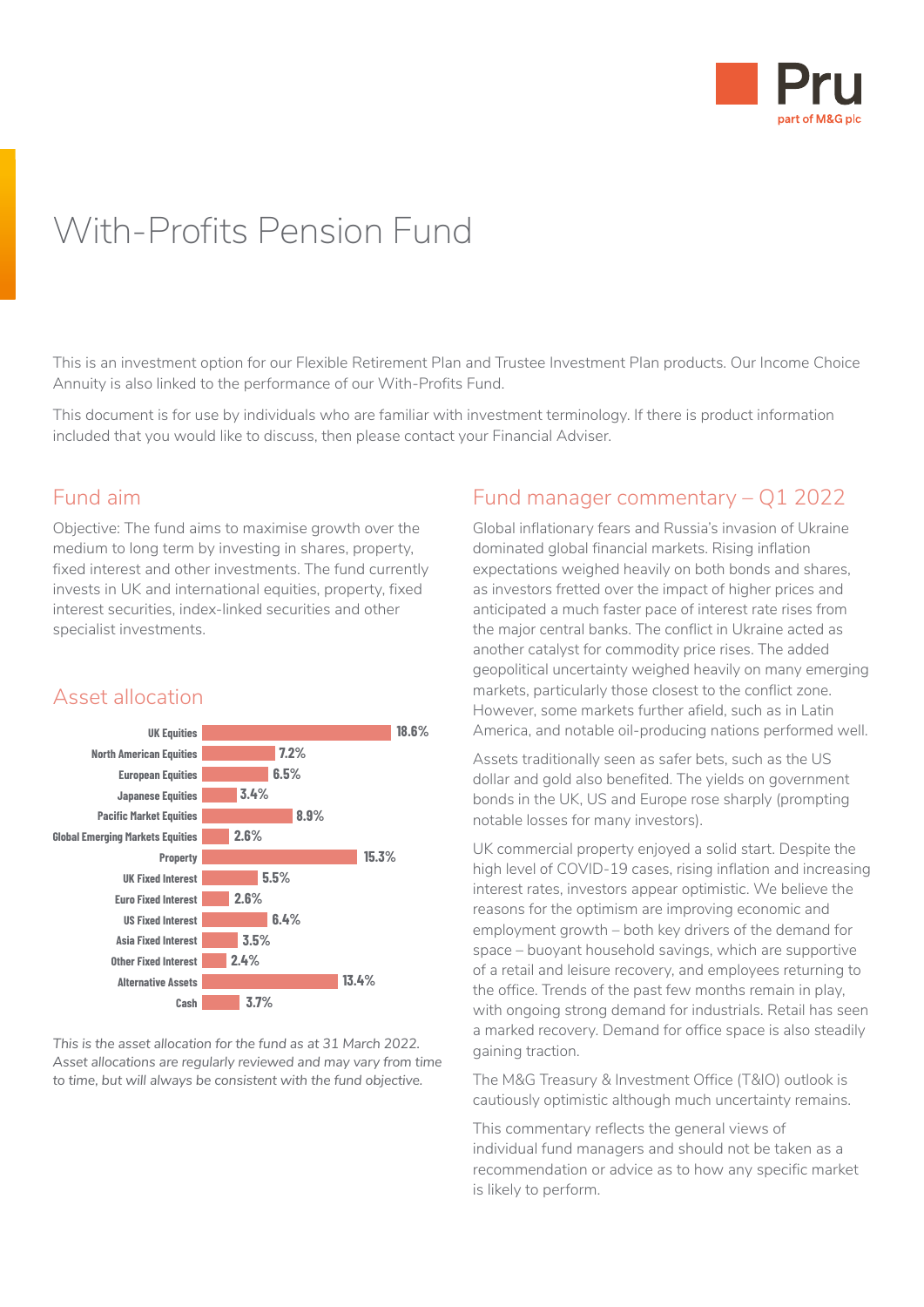# With-Profits Pension Fund

This is an investment option for our Flexible Retirement Plan and Trustee Investment Plan products. Our Income Choice Annuity is also linked to the performance of our With-Profits Fund.

This document is for use by individuals who are familiar with investment terminology. If there is product information included that you would like to discuss, then please contact your Financial Adviser.

## Fund aim

Objective: The fund aims to maximise growth over the medium to long term by investing in shares, property, fixed interest and other investments. The fund currently invests in UK and international equities, property, fixed interest securities, index-linked securities and other specialist investments.

## Asset allocation

| Asset | Allocation |
| --- | --- |
| UK Equities | 18.6% |
| North American Equities | 7.2% |
| European Equities | 6.5% |
| Japanese Equities | 3.4% |
| Pacific Market Equities | 8.9% |
| Global Emerging Markets Equities | 2.6% |
| Property | 15.3% |
| UK Fixed Interest | 5.5% |
| Euro Fixed Interest | 2.6% |
| US Fixed Interest | 6.4% |
| Asia Fixed Interest | 3.5% |
| Other Fixed Interest | 2.4% |
| Alternative Assets | 13.4% |
| Cash | 3.7% |

*This is the asset allocation for the fund as at 31 March 2022. Asset allocations are regularly reviewed and may vary from time to time, but will always be consistent with the fund objective.*

## Fund manager commentary – Q1 2022

Global inflationary fears and Russia's invasion of Ukraine dominated global financial markets. Rising inflation expectations weighed heavily on both bonds and shares, as investors fretted over the impact of higher prices and anticipated a much faster pace of interest rate rises from the major central banks. The conflict in Ukraine acted as another catalyst for commodity price rises. The added geopolitical uncertainty weighed heavily on many emerging markets, particularly those closest to the conflict zone. However, some markets further afield, such as in Latin America, and notable oil-producing nations performed well.

Assets traditionally seen as safer bets, such as the US dollar and gold also benefited. The yields on government bonds in the UK, US and Europe rose sharply (prompting notable losses for many investors).

UK commercial property enjoyed a solid start. Despite the high level of COVID-19 cases, rising inflation and increasing interest rates, investors appear optimistic. We believe the reasons for the optimism are improving economic and employment growth – both key drivers of the demand for space – buoyant household savings, which are supportive of a retail and leisure recovery, and employees returning to the office. Trends of the past few months remain in play, with ongoing strong demand for industrials. Retail has seen a marked recovery. Demand for office space is also steadily gaining traction.

The M&G Treasury & Investment Office (T&IO) outlook is cautiously optimistic although much uncertainty remains.

This commentary reflects the general views of individual fund managers and should not be taken as a recommendation or advice as to how any specific market is likely to perform.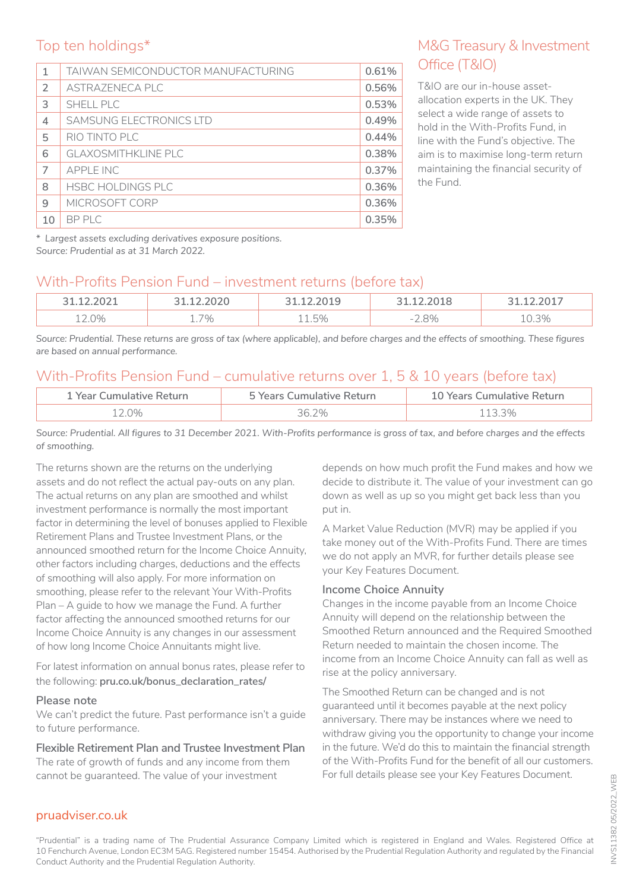## Top ten holdings*

| | | |
|---|---|---|
| 1 | TAIWAN SEMICONDUCTOR MANUFACTURING | 0.61% |
| 2 | ASTRAZENECA PLC | 0.56% |
| 3 | SHELL PLC | 0.53% |
| 4 | SAMSUNG ELECTRONICS LTD | 0.49% |
| 5 | RIO TINTO PLC | 0.44% |
| 6 | GLAXOSMITHKLINE PLC | 0.38% |
| 7 | APPLE INC | 0.37% |
| 8 | HSBC HOLDINGS PLC | 0.36% |
| 9 | MICROSOFT CORP | 0.36% |
| 10 | BP PLC | 0.35% |

*\* Largest assets excluding derivatives exposure positions.*
*Source: Prudential as at 31 March 2022.*

## M&G Treasury & Investment Office (T&IO)

T&IO are our in-house asset-allocation experts in the UK. They select a wide range of assets to hold in the With-Profits Fund, in line with the Fund's objective. The aim is to maximise long-term return maintaining the financial security of the Fund.

## With-Profits Pension Fund – investment returns (before tax)

| 31.12.2021 | 31.12.2020 | 31.12.2019 | 31.12.2018 | 31.12.2017 |
|---|---|---|---|---|
| 12.0% | 1.7% | 11.5% | -2.8% | 10.3% |

*Source: Prudential. These returns are gross of tax (where applicable), and before charges and the effects of smoothing. These figures are based on annual performance.*

## With-Profits Pension Fund – cumulative returns over 1, 5 & 10 years (before tax)

| 1 Year Cumulative Return | 5 Years Cumulative Return | 10 Years Cumulative Return |
|---|---|---|
| 12.0% | 36.2% | 113.3% |

*Source: Prudential. All figures to 31 December 2021. With-Profits performance is gross of tax, and before charges and the effects of smoothing.*

The returns shown are the returns on the underlying assets and do not reflect the actual pay-outs on any plan. The actual returns on any plan are smoothed and whilst investment performance is normally the most important factor in determining the level of bonuses applied to Flexible Retirement Plans and Trustee Investment Plans, or the announced smoothed return for the Income Choice Annuity, other factors including charges, deductions and the effects of smoothing will also apply. For more information on smoothing, please refer to the relevant Your With-Profits Plan – A guide to how we manage the Fund. A further factor affecting the announced smoothed returns for our Income Choice Annuity is any changes in our assessment of how long Income Choice Annuitants might live.

For latest information on annual bonus rates, please refer to the following: **pru.co.uk/bonus_declaration_rates/**

### Please note

We can't predict the future. Past performance isn't a guide to future performance.

### Flexible Retirement Plan and Trustee Investment Plan

The rate of growth of funds and any income from them cannot be guaranteed. The value of your investment depends on how much profit the Fund makes and how we decide to distribute it. The value of your investment can go down as well as up so you might get back less than you put in.

A Market Value Reduction (MVR) may be applied if you take money out of the With-Profits Fund. There are times we do not apply an MVR, for further details please see your Key Features Document.

### Income Choice Annuity

Changes in the income payable from an Income Choice Annuity will depend on the relationship between the Smoothed Return announced and the Required Smoothed Return needed to maintain the chosen income. The income from an Income Choice Annuity can fall as well as rise at the policy anniversary.

The Smoothed Return can be changed and is not guaranteed until it becomes payable at the next policy anniversary. There may be instances where we need to withdraw giving you the opportunity to change your income in the future. We'd do this to maintain the financial strength of the With-Profits Fund for the benefit of all our customers. For full details please see your Key Features Document.

pruadviser.co.uk

"Prudential" is a trading name of The Prudential Assurance Company Limited which is registered in England and Wales. Registered Office at 10 Fenchurch Avenue, London EC3M 5AG. Registered number 15454. Authorised by the Prudential Regulation Authority and regulated by the Financial Conduct Authority and the Prudential Regulation Authority.

INVS11382 05/2022_WEB